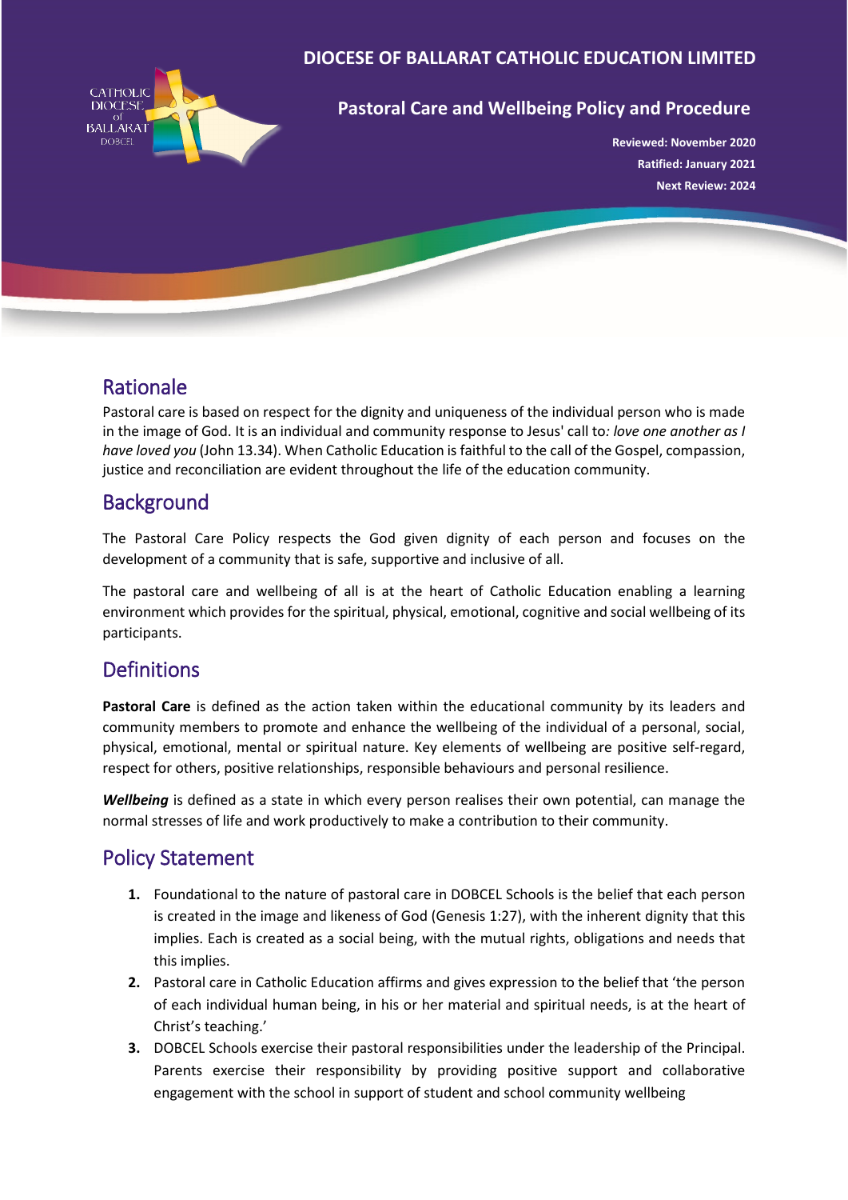# DIOCESE OF BALLARAT CATHOLIC EDUCATION LIMITED

## Pastoral Care and Wellbeing Policy and Procedure

**Reviewed: November 2020**
**Ratified: January 2021**
**Next Review: 2024**

## Rationale

Pastoral care is based on respect for the dignity and uniqueness of the individual person who is made in the image of God. It is an individual and community response to Jesus' call to*: love one another as I have loved you* (John 13.34). When Catholic Education is faithful to the call of the Gospel, compassion, justice and reconciliation are evident throughout the life of the education community.

## Background

The Pastoral Care Policy respects the God given dignity of each person and focuses on the development of a community that is safe, supportive and inclusive of all.

The pastoral care and wellbeing of all is at the heart of Catholic Education enabling a learning environment which provides for the spiritual, physical, emotional, cognitive and social wellbeing of its participants.

## Definitions

**Pastoral Care** is defined as the action taken within the educational community by its leaders and community members to promote and enhance the wellbeing of the individual of a personal, social, physical, emotional, mental or spiritual nature. Key elements of wellbeing are positive self-regard, respect for others, positive relationships, responsible behaviours and personal resilience.

***Wellbeing*** is defined as a state in which every person realises their own potential, can manage the normal stresses of life and work productively to make a contribution to their community.

## Policy Statement

1. Foundational to the nature of pastoral care in DOBCEL Schools is the belief that each person is created in the image and likeness of God (Genesis 1:27), with the inherent dignity that this implies. Each is created as a social being, with the mutual rights, obligations and needs that this implies.
2. Pastoral care in Catholic Education affirms and gives expression to the belief that 'the person of each individual human being, in his or her material and spiritual needs, is at the heart of Christ's teaching.'
3. DOBCEL Schools exercise their pastoral responsibilities under the leadership of the Principal. Parents exercise their responsibility by providing positive support and collaborative engagement with the school in support of student and school community wellbeing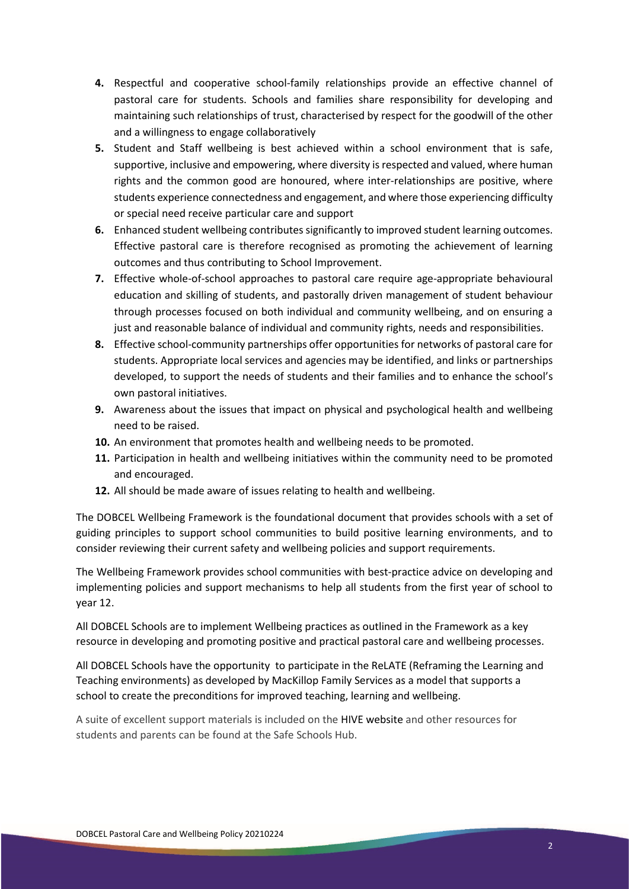4. Respectful and cooperative school-family relationships provide an effective channel of pastoral care for students. Schools and families share responsibility for developing and maintaining such relationships of trust, characterised by respect for the goodwill of the other and a willingness to engage collaboratively
5. Student and Staff wellbeing is best achieved within a school environment that is safe, supportive, inclusive and empowering, where diversity is respected and valued, where human rights and the common good are honoured, where inter-relationships are positive, where students experience connectedness and engagement, and where those experiencing difficulty or special need receive particular care and support
6. Enhanced student wellbeing contributes significantly to improved student learning outcomes. Effective pastoral care is therefore recognised as promoting the achievement of learning outcomes and thus contributing to School Improvement.
7. Effective whole-of-school approaches to pastoral care require age-appropriate behavioural education and skilling of students, and pastorally driven management of student behaviour through processes focused on both individual and community wellbeing, and on ensuring a just and reasonable balance of individual and community rights, needs and responsibilities.
8. Effective school-community partnerships offer opportunities for networks of pastoral care for students. Appropriate local services and agencies may be identified, and links or partnerships developed, to support the needs of students and their families and to enhance the school's own pastoral initiatives.
9. Awareness about the issues that impact on physical and psychological health and wellbeing need to be raised.
10. An environment that promotes health and wellbeing needs to be promoted.
11. Participation in health and wellbeing initiatives within the community need to be promoted and encouraged.
12. All should be made aware of issues relating to health and wellbeing.

The DOBCEL Wellbeing Framework is the foundational document that provides schools with a set of guiding principles to support school communities to build positive learning environments, and to consider reviewing their current safety and wellbeing policies and support requirements.

The Wellbeing Framework provides school communities with best-practice advice on developing and implementing policies and support mechanisms to help all students from the first year of school to year 12.

All DOBCEL Schools are to implement Wellbeing practices as outlined in the Framework as a key resource in developing and promoting positive and practical pastoral care and wellbeing processes.

All DOBCEL Schools have the opportunity to participate in the ReLATE (Reframing the Learning and Teaching environments) as developed by MacKillop Family Services as a model that supports a school to create the preconditions for improved teaching, learning and wellbeing.

A suite of excellent support materials is included on the HIVE website and other resources for students and parents can be found at the Safe Schools Hub.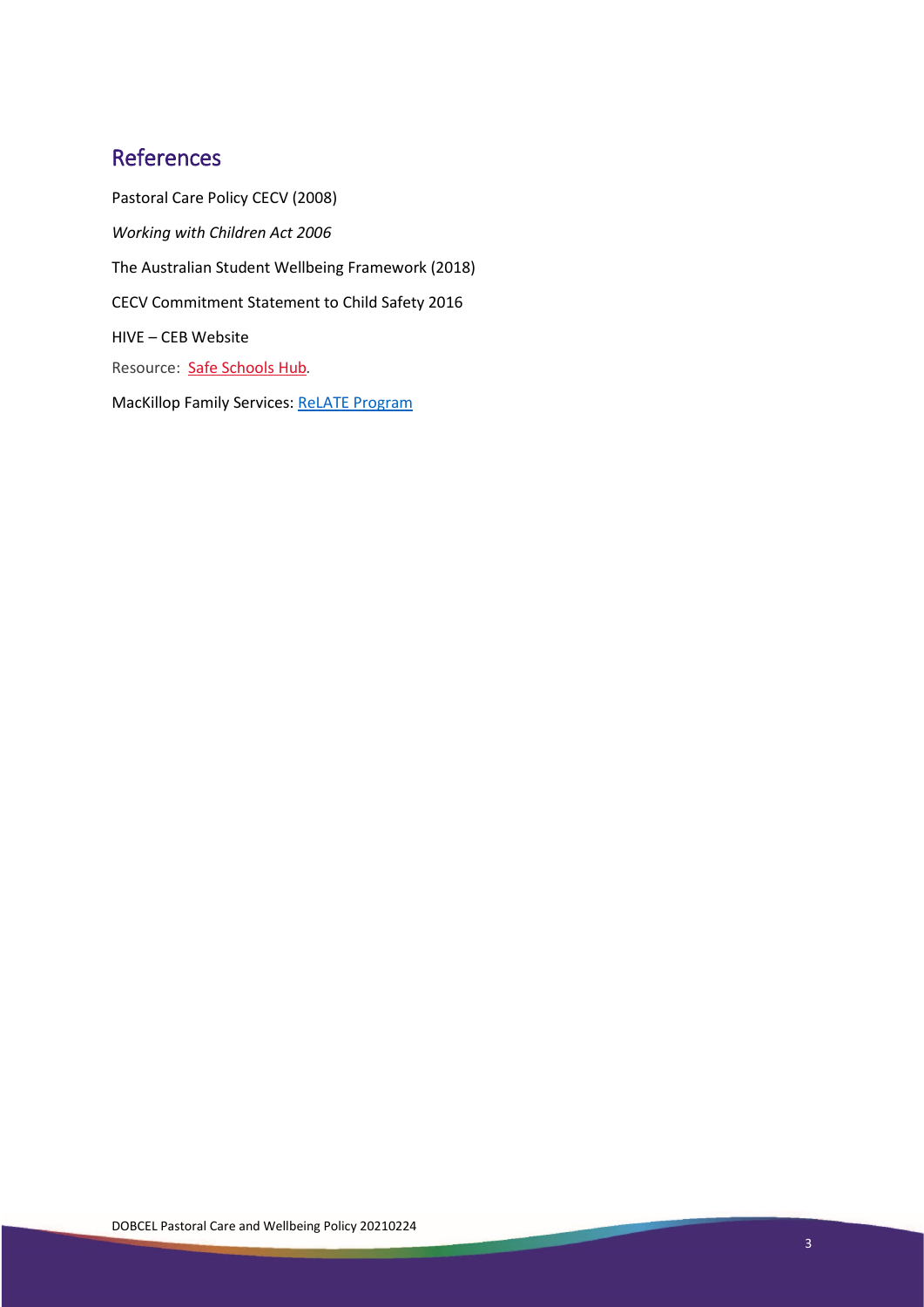## References

Pastoral Care Policy CECV (2008)

*Working with Children Act 2006*

The Australian Student Wellbeing Framework (2018)

CECV Commitment Statement to Child Safety 2016

HIVE – CEB Website

Resource: Safe Schools Hub.

MacKillop Family Services: ReLATE Program